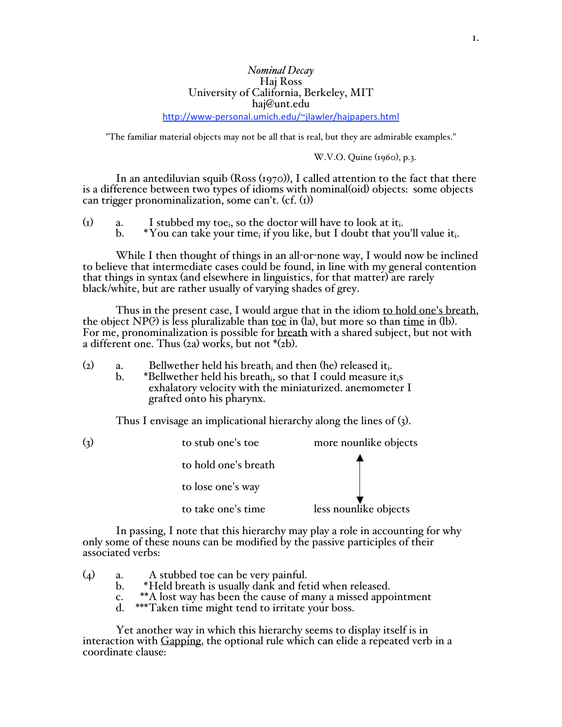# *Nominal Decay*

Haj Ross
University of California, Berkeley, MIT
haj@unt.edu
http://www-personal.umich.edu/~jlawler/hajpapers.html

"The familiar material objects may not be all that is real, but they are admirable examples."

W.V.O. Quine (1960), p.3.

In an antediluvian squib (Ross (1970)), I called attention to the fact that there is a difference between two types of idioms with nominal(oid) objects: some objects can trigger pronominalization, some can't. (cf. (1))

(1) a. I stubbed my $toe_i$, so the doctor will have to look at $it_i$.
b. *You can take your $time_i$ if you like, but I doubt that you'll value $it_i$.

While I then thought of things in an all-or-none way, I would now be inclined to believe that intermediate cases could be found, in line with my general contention that things in syntax (and elsewhere in linguistics, for that matter) are rarely black/white, but are rather usually of varying shades of grey.

Thus in the present case, I would argue that in the idiom <u>to hold one's breath</u>, the object NP(?) is less pluralizable than <u>toe</u> in (1a), but more so than <u>time</u> in (1b). For me, pronominalization is possible for <u>breath</u> with a shared subject, but not with a different one. Thus (2a) works, but not *(2b).

(2) a. Bellwether held his $breath_i$ and then (he) released $it_i$.
b. *Bellwether held his $breath_i$, so that I could measure $it_i$s exhalatory velocity with the miniaturized. anemometer I grafted onto his pharynx.

Thus I envisage an implicational hierarchy along the lines of (3).

(3)

| | |
|---|---|
| to stub one's toe | more nounlike objects |
| to hold one's breath | ↑ |
| to lose one's way | ↓ |
| to take one's time | less nounlike objects |

In passing, I note that this hierarchy may play a role in accounting for why only some of these nouns can be modified by the passive participles of their associated verbs:

(4) a. A stubbed toe can be very painful.
b. *Held breath is usually dank and fetid when released.
c. **A lost way has been the cause of many a missed appointment
d. ***Taken time might tend to irritate your boss.

Yet another way in which this hierarchy seems to display itself is in interaction with <u>Gapping</u>, the optional rule which can elide a repeated verb in a coordinate clause: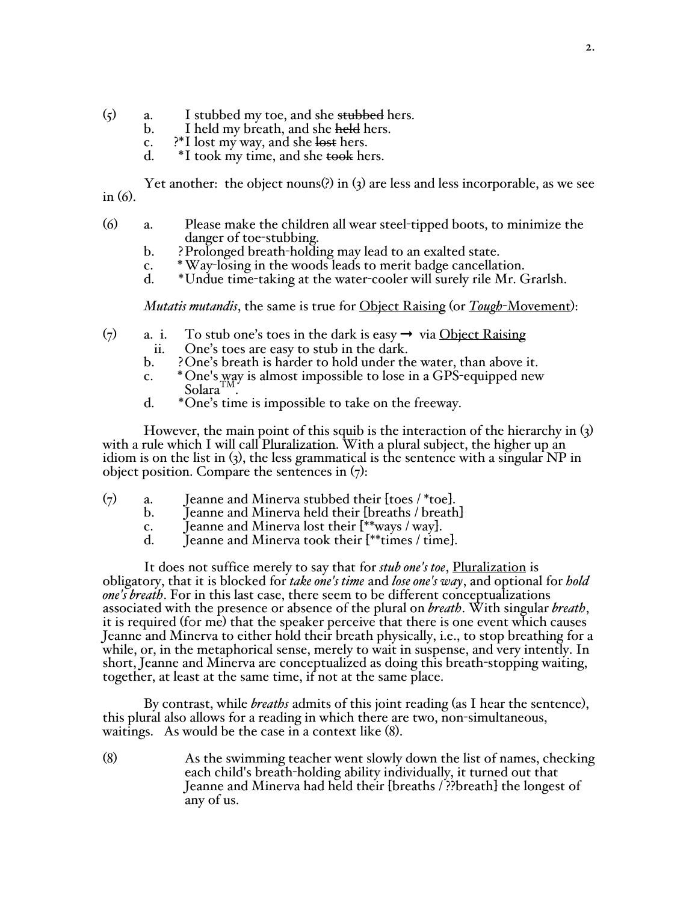(5) a. I stubbed my toe, and she ~~stubbed~~ hers.
 b. I held my breath, and she ~~held~~ hers.
 c. ?*I lost my way, and she ~~lost~~ hers.
 d. *I took my time, and she ~~took~~ hers.

Yet another: the object nouns(?) in (3) are less and less incorporable, as we see in (6).

(6) a. Please make the children all wear steel-tipped boots, to minimize the danger of toe-stubbing.
 b. ?Prolonged breath-holding may lead to an exalted state.
 c. *Way-losing in the woods leads to merit badge cancellation.
 d. *Undue time-taking at the water-cooler will surely rile Mr. Grarlsh.

*Mutatis mutandis*, the same is true for Object Raising (or *Tough*-Movement):

(7) a. i. To stub one's toes in the dark is easy → via Object Raising
 ii. One's toes are easy to stub in the dark.
 b. ?One's breath is harder to hold under the water, than above it.
 c. *One's way is almost impossible to lose in a GPS-equipped new Solara[TM].
 d. *One's time is impossible to take on the freeway.

However, the main point of this squib is the interaction of the hierarchy in (3) with a rule which I will call Pluralization. With a plural subject, the higher up an idiom is on the list in (3), the less grammatical is the sentence with a singular NP in object position. Compare the sentences in (7):

(7) a. Jeanne and Minerva stubbed their [toes / *toe].
 b. Jeanne and Minerva held their [breaths / breath]
 c. Jeanne and Minerva lost their [**ways / way].
 d. Jeanne and Minerva took their [**times / time].

It does not suffice merely to say that for *stub one's toe*, Pluralization is obligatory, that it is blocked for *take one's time* and *lose one's way*, and optional for *hold one's breath*. For in this last case, there seem to be different conceptualizations associated with the presence or absence of the plural on *breath*. With singular *breath*, it is required (for me) that the speaker perceive that there is one event which causes Jeanne and Minerva to either hold their breath physically, i.e., to stop breathing for a while, or, in the metaphorical sense, merely to wait in suspense, and very intently. In short, Jeanne and Minerva are conceptualized as doing this breath-stopping waiting, together, at least at the same time, if not at the same place.

By contrast, while *breaths* admits of this joint reading (as I hear the sentence), this plural also allows for a reading in which there are two, non-simultaneous, waitings. As would be the case in a context like (8).

(8) As the swimming teacher went slowly down the list of names, checking each child's breath-holding ability individually, it turned out that Jeanne and Minerva had held their [breaths / ??breath] the longest of any of us.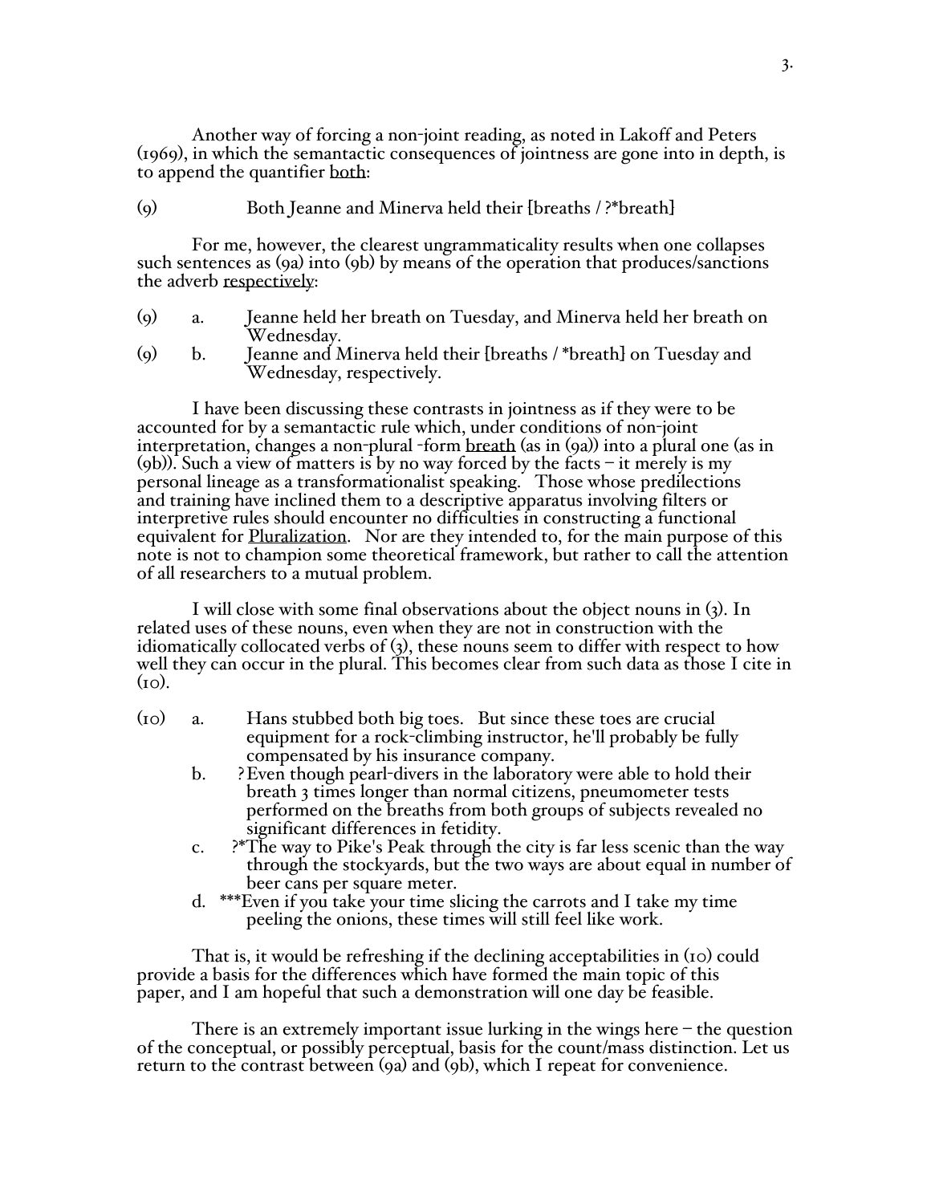Another way of forcing a non-joint reading, as noted in Lakoff and Peters (1969), in which the semantactic consequences of jointness are gone into in depth, is to append the quantifier <u>both</u>:

(9) Both Jeanne and Minerva held their [breaths / ?*breath]

For me, however, the clearest ungrammaticality results when one collapses such sentences as (9a) into (9b) by means of the operation that produces/sanctions the adverb <u>respectively</u>:

(9) a. Jeanne held her breath on Tuesday, and Minerva held her breath on Wednesday.

(9) b. Jeanne and Minerva held their [breaths / *breath] on Tuesday and Wednesday, respectively.

I have been discussing these contrasts in jointness as if they were to be accounted for by a semantactic rule which, under conditions of non-joint interpretation, changes a non-plural -form <u>breath</u> (as in (9a)) into a plural one (as in (9b)). Such a view of matters is by no way forced by the facts – it merely is my personal lineage as a transformationalist speaking. Those whose predilections and training have inclined them to a descriptive apparatus involving filters or interpretive rules should encounter no difficulties in constructing a functional equivalent for <u>Pluralization</u>. Nor are they intended to, for the main purpose of this note is not to champion some theoretical framework, but rather to call the attention of all researchers to a mutual problem.

I will close with some final observations about the object nouns in (3). In related uses of these nouns, even when they are not in construction with the idiomatically collocated verbs of (3), these nouns seem to differ with respect to how well they can occur in the plural. This becomes clear from such data as those I cite in (10).

(10) a. Hans stubbed both big toes. But since these toes are crucial equipment for a rock-climbing instructor, he'll probably be fully compensated by his insurance company.

b. ? Even though pearl-divers in the laboratory were able to hold their breath 3 times longer than normal citizens, pneumometer tests performed on the breaths from both groups of subjects revealed no significant differences in fetidity.

c. ?*The way to Pike's Peak through the city is far less scenic than the way through the stockyards, but the two ways are about equal in number of beer cans per square meter.

d. ***Even if you take your time slicing the carrots and I take my time peeling the onions, these times will still feel like work.

That is, it would be refreshing if the declining acceptabilities in (10) could provide a basis for the differences which have formed the main topic of this paper, and I am hopeful that such a demonstration will one day be feasible.

There is an extremely important issue lurking in the wings here – the question of the conceptual, or possibly perceptual, basis for the count/mass distinction. Let us return to the contrast between (9a) and (9b), which I repeat for convenience.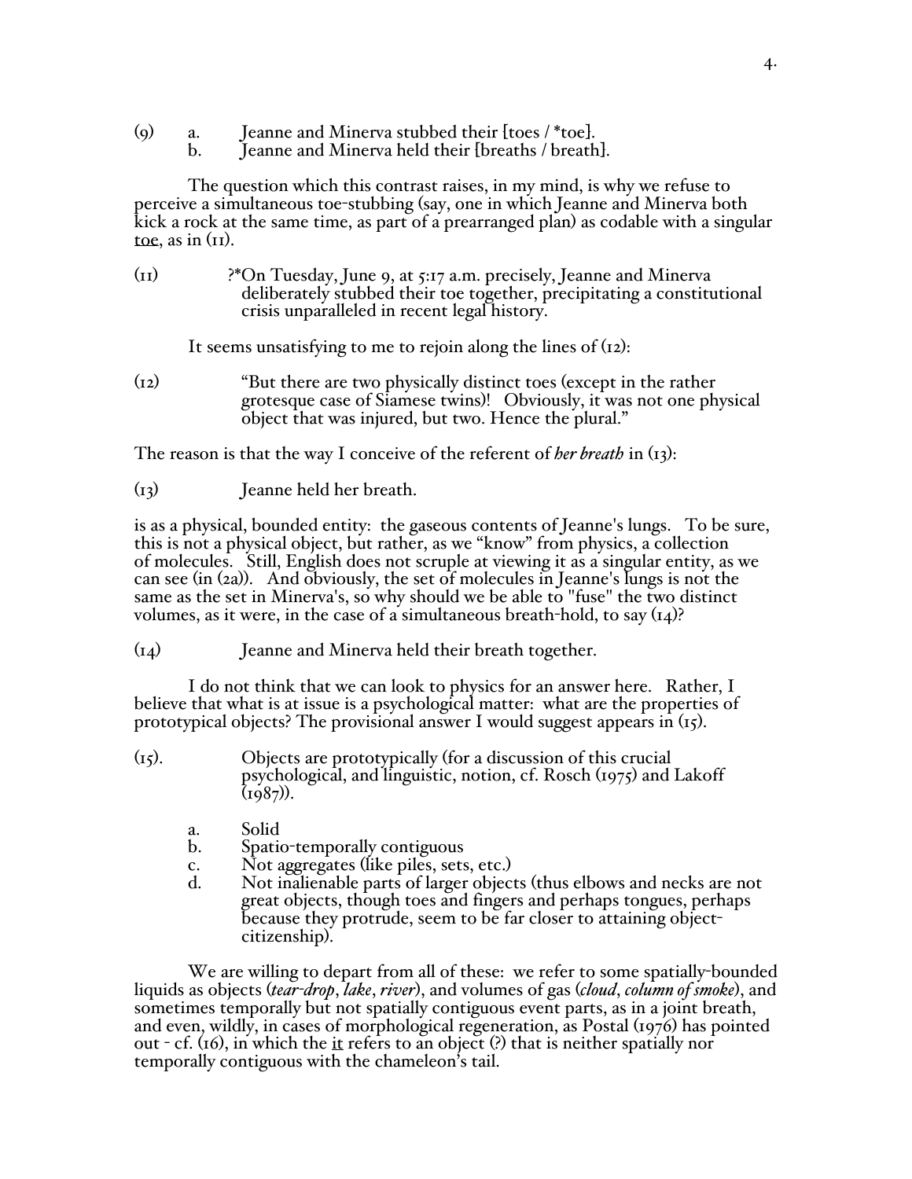(9) a. Jeanne and Minerva stubbed their [toes / *toe].
 b. Jeanne and Minerva held their [breaths / breath].

The question which this contrast raises, in my mind, is why we refuse to perceive a simultaneous toe-stubbing (say, one in which Jeanne and Minerva both kick a rock at the same time, as part of a prearranged plan) as codable with a singular toe, as in (11).

(11) ?*On Tuesday, June 9, at 5:17 a.m. precisely, Jeanne and Minerva deliberately stubbed their toe together, precipitating a constitutional crisis unparalleled in recent legal history.

It seems unsatisfying to me to rejoin along the lines of (12):

(12) "But there are two physically distinct toes (except in the rather grotesque case of Siamese twins)! Obviously, it was not one physical object that was injured, but two. Hence the plural."

The reason is that the way I conceive of the referent of ***her breath*** in (13):

(13) Jeanne held her breath.

is as a physical, bounded entity: the gaseous contents of Jeanne's lungs. To be sure, this is not a physical object, but rather, as we "know" from physics, a collection of molecules. Still, English does not scruple at viewing it as a singular entity, as we can see (in (2a)). And obviously, the set of molecules in Jeanne's lungs is not the same as the set in Minerva's, so why should we be able to "fuse" the two distinct volumes, as it were, in the case of a simultaneous breath-hold, to say (14)?

(14) Jeanne and Minerva held their breath together.

I do not think that we can look to physics for an answer here. Rather, I believe that what is at issue is a psychological matter: what are the properties of prototypical objects? The provisional answer I would suggest appears in (15).

(15). Objects are prototypically (for a discussion of this crucial psychological, and linguistic, notion, cf. Rosch (1975) and Lakoff (1987)).

 a. Solid
 b. Spatio-temporally contiguous
 c. Not aggregates (like piles, sets, etc.)
 d. Not inalienable parts of larger objects (thus elbows and necks are not great objects, though toes and fingers and perhaps tongues, perhaps because they protrude, seem to be far closer to attaining object-citizenship).

We are willing to depart from all of these: we refer to some spatially-bounded liquids as objects (*tear-drop*, *lake*, *river*), and volumes of gas (*cloud*, *column of smoke*), and sometimes temporally but not spatially contiguous event parts, as in a joint breath, and even, wildly, in cases of morphological regeneration, as Postal (1976) has pointed out - cf. (16), in which the it refers to an object (?) that is neither spatially nor temporally contiguous with the chameleon's tail.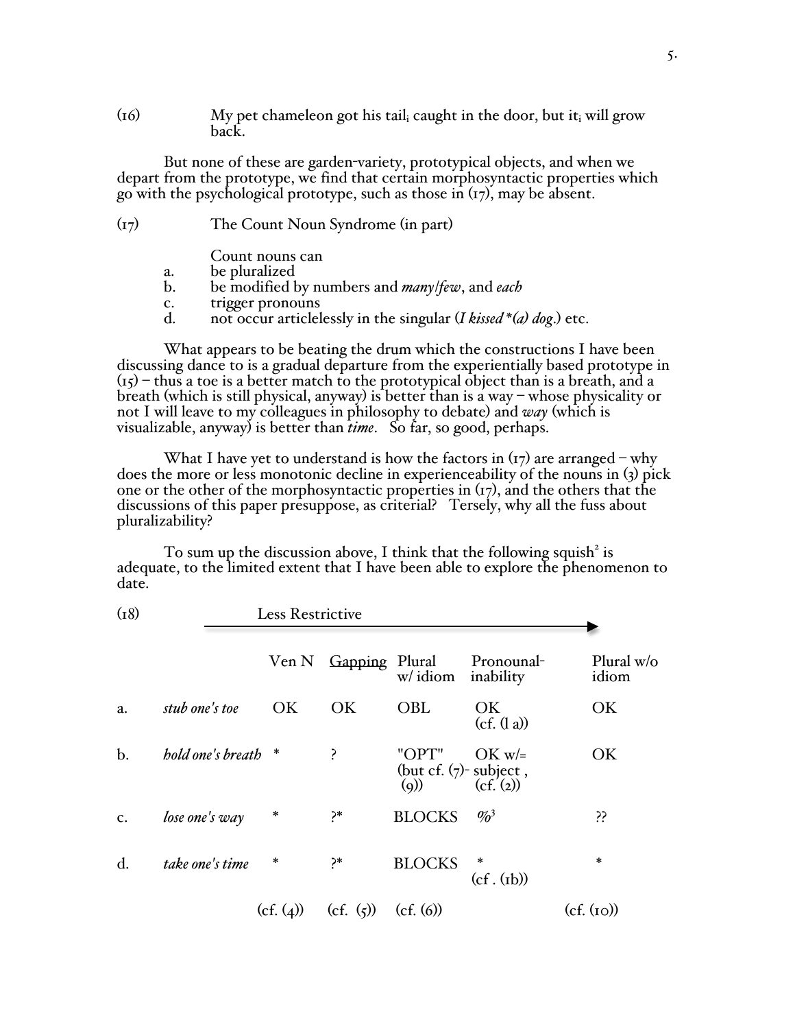(16) My pet chameleon got his tail$_i$ caught in the door, but it$_i$ will grow back.

But none of these are garden-variety, prototypical objects, and when we depart from the prototype, we find that certain morphosyntactic properties which go with the psychological prototype, such as those in (17), may be absent.

(17) The Count Noun Syndrome (in part)

Count nouns can

a. be pluralized
b. be modified by numbers and *many/few*, and *each*
c. trigger pronouns
d. not occur articlelessly in the singular (*I kissed *(a) dog.*) etc.

What appears to be beating the drum which the constructions I have been discussing dance to is a gradual departure from the experientially based prototype in (15) – thus a toe is a better match to the prototypical object than is a breath, and a breath (which is still physical, anyway) is better than is a way – whose physicality or not I will leave to my colleagues in philosophy to debate) and *way* (which is visualizable, anyway) is better than *time*. So far, so good, perhaps.

What I have yet to understand is how the factors in (17) are arranged – why does the more or less monotonic decline in experienceability of the nouns in (3) pick one or the other of the morphosyntactic properties in (17), and the others that the discussions of this paper presuppose, as criterial? Tersely, why all the fuss about pluralizability?

To sum up the discussion above, I think that the following squish[2] is adequate, to the limited extent that I have been able to explore the phenomenon to date.

(18) Less Restrictive →

| | | Ven N | Gapping | Plural w/ idiom | Pronounal-inability | Plural w/o idiom |
|---|---|---|---|---|---|---|
| a. | *stub one's toe* | OK | OK | OBL | OK (cf. (1 a)) | OK |
| b. | *hold one's breath* | * | ? | "OPT" (but cf. (7)-(9)) | OK w/= subject , (cf. (2)) | OK |
| c. | *lose one's way* | * | ?* | BLOCKS | %[3] | ?? |
| d. | *take one's time* | * | ?* | BLOCKS | * (cf . (1b)) | * |
| | | (cf. (4)) | (cf. (5)) | (cf. (6)) | | (cf. (10)) |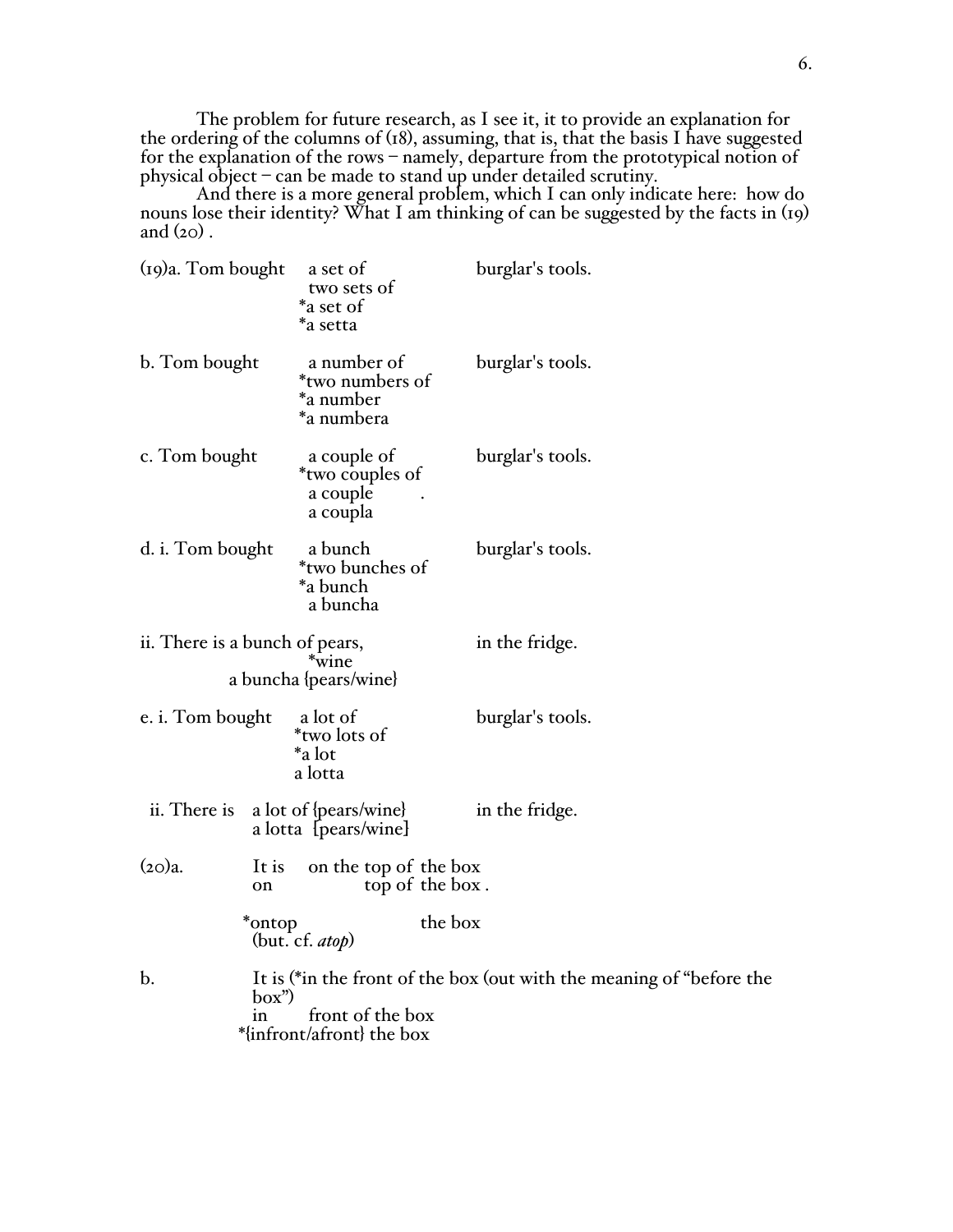The problem for future research, as I see it, it to provide an explanation for the ordering of the columns of (18), assuming, that is, that the basis I have suggested for the explanation of the rows – namely, departure from the prototypical notion of physical object – can be made to stand up under detailed scrutiny.

And there is a more general problem, which I can only indicate here: how do nouns lose their identity? What I am thinking of can be suggested by the facts in (19) and (20) .

```
(19)a. Tom bought     a set of              burglar's tools.
                      two sets of
                     *a set of
                     *a setta

b. Tom bought         a number of           burglar's tools.
                     *two numbers of
                     *a number
                     *a numbera

c. Tom bought         a couple of           burglar's tools.
                     *two couples of
                      a couple        .
                      a coupla

d. i. Tom bought      a bunch               burglar's tools.
                     *two bunches of
                     *a bunch
                      a buncha

   ii. There is a bunch of pears,           in the fridge.
                          *wine
              a buncha {pears/wine}

e. i. Tom bought      a lot of              burglar's tools.
                     *two lots of
                     *a lot
                      a lotta

   ii. There is   a lot of {pears/wine}     in the fridge.
                  a lotta  {pears/wine}

(20)a.         It is    on the top of  the box
               on             top of  the box .

              *ontop                  the box
               (but. cf. atop)

b.             It is (*in the front of the box (out with the meaning of "before the
               box")
               in       front of the box
              *{infront/afront} the box
```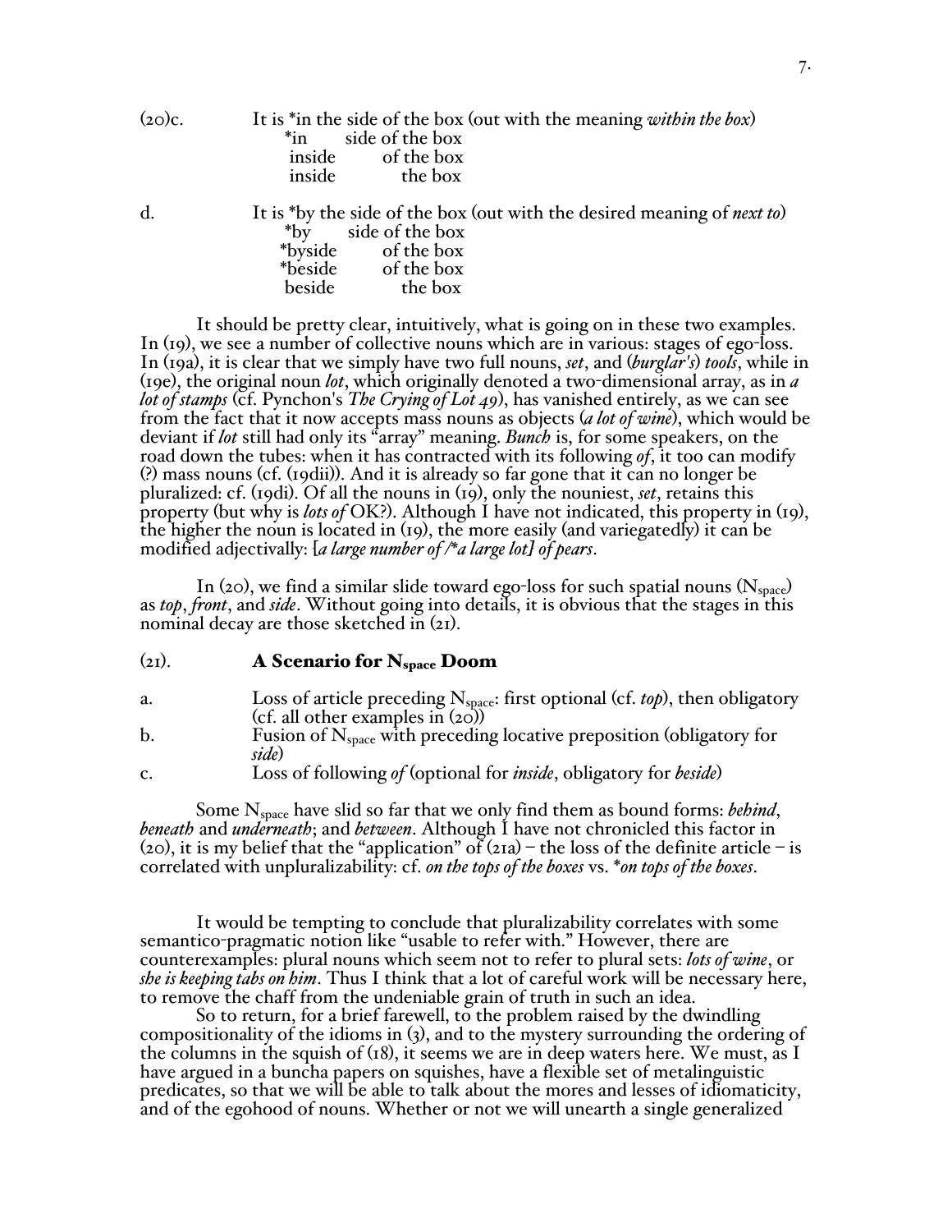(20)c. It is *in the side of the box (out with the meaning *within the box*)

```
        *in       side of the box
         inside   of the box
         inside      the box
```

d. It is *by the side of the box (out with the desired meaning of *next to*)

```
        *by       side of the box
        *byside   of the box
        *beside   of the box
         beside      the box
```

It should be pretty clear, intuitively, what is going on in these two examples. In (19), we see a number of collective nouns which are in various: stages of ego-loss. In (19a), it is clear that we simply have two full nouns, *set*, and (*burglar's*) *tools*, while in (19e), the original noun *lot*, which originally denoted a two-dimensional array, as in *a lot of stamps* (cf. Pynchon's *The Crying of Lot 49*), has vanished entirely, as we can see from the fact that it now accepts mass nouns as objects (*a lot of wine*), which would be deviant if *lot* still had only its "array" meaning. *Bunch* is, for some speakers, on the road down the tubes: when it has contracted with its following *of*, it too can modify (?) mass nouns (cf. (19dii)). And it is already so far gone that it can no longer be pluralized: cf. (19di). Of all the nouns in (19), only the nouniest, *set*, retains this property (but why is *lots of* OK?). Although I have not indicated, this property in (19), the higher the noun is located in (19), the more easily (and variegatedly) it can be modified adjectivally: [*a large number of* /**a large lot*] *of pears*.

In (20), we find a similar slide toward ego-loss for such spatial nouns ($N_{space}$) as *top*, *front*, and *side*. Without going into details, it is obvious that the stages in this nominal decay are those sketched in (21).

(21). **A Scenario for $N_{space}$ Doom**

a. Loss of article preceding $N_{space}$: first optional (cf. *top*), then obligatory (cf. all other examples in (20))

b. Fusion of $N_{space}$ with preceding locative preposition (obligatory for *side*)

c. Loss of following *of* (optional for *inside*, obligatory for *beside*)

Some $N_{space}$ have slid so far that we only find them as bound forms: *behind*, *beneath* and *underneath*; and *between*. Although I have not chronicled this factor in (20), it is my belief that the "application" of (21a) – the loss of the definite article – is correlated with unpluralizability: cf. *on the tops of the boxes* vs. **on tops of the boxes*.

It would be tempting to conclude that pluralizability correlates with some semantico-pragmatic notion like "usable to refer with." However, there are counterexamples: plural nouns which seem not to refer to plural sets: *lots of wine*, or *she is keeping tabs on him*. Thus I think that a lot of careful work will be necessary here, to remove the chaff from the undeniable grain of truth in such an idea.

So to return, for a brief farewell, to the problem raised by the dwindling compositionality of the idioms in (3), and to the mystery surrounding the ordering of the columns in the squish of (18), it seems we are in deep waters here. We must, as I have argued in a buncha papers on squishes, have a flexible set of metalinguistic predicates, so that we will be able to talk about the mores and lesses of idiomaticity, and of the egohood of nouns. Whether or not we will unearth a single generalized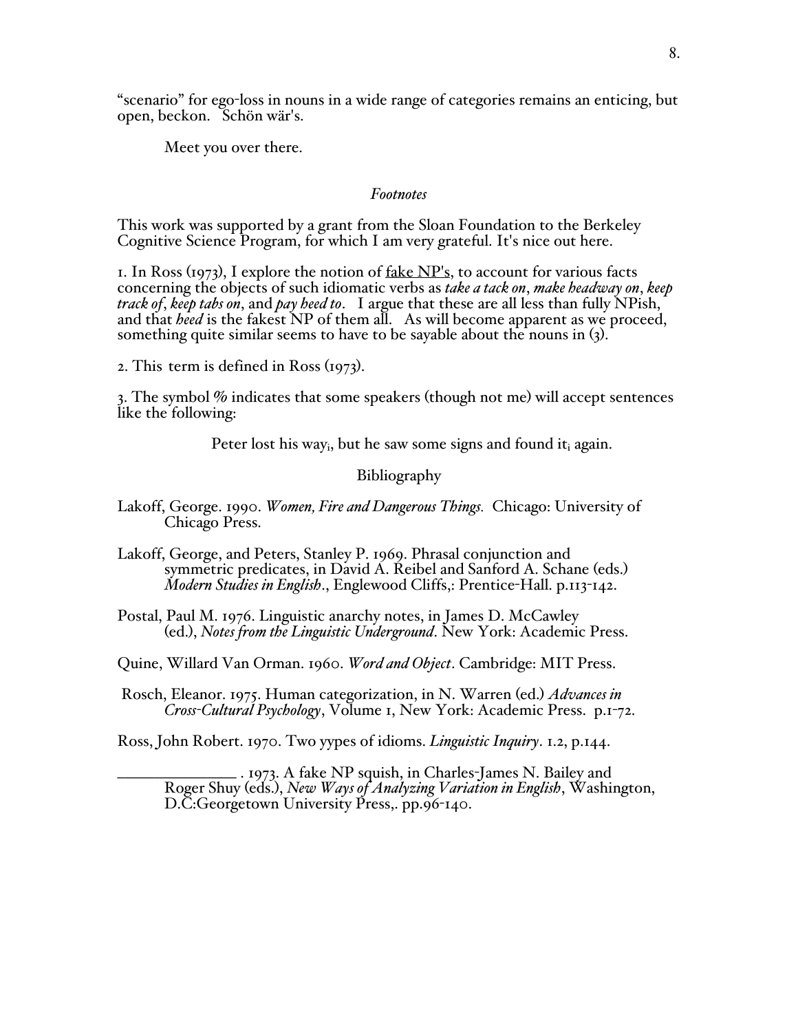"scenario" for ego-loss in nouns in a wide range of categories remains an enticing, but open, beckon. Schön wär's.

Meet you over there.

*Footnotes*

This work was supported by a grant from the Sloan Foundation to the Berkeley Cognitive Science Program, for which I am very grateful. It's nice out here.

1. In Ross (1973), I explore the notion of <u>fake NP's</u>, to account for various facts concerning the objects of such idiomatic verbs as *take a tack on*, *make headway on*, *keep track of*, *keep tabs on*, and *pay heed to*. I argue that these are all less than fully NPish, and that *heed* is the fakest NP of them all. As will become apparent as we proceed, something quite similar seems to have to be sayable about the nouns in (3).

2. This term is defined in Ross (1973).

3. The symbol % indicates that some speakers (though not me) will accept sentences like the following:

Peter lost his way$_i$, but he saw some signs and found it$_i$ again.

Bibliography

Lakoff, George. 1990. *Women, Fire and Dangerous Things.* Chicago: University of Chicago Press.

Lakoff, George, and Peters, Stanley P. 1969. Phrasal conjunction and symmetric predicates, in David A. Reibel and Sanford A. Schane (eds.) *Modern Studies in English*., Englewood Cliffs,: Prentice-Hall. p.113-142.

Postal, Paul M. 1976. Linguistic anarchy notes, in James D. McCawley (ed.), *Notes from the Linguistic Underground*. New York: Academic Press.

Quine, Willard Van Orman. 1960. *Word and Object*. Cambridge: MIT Press.

Rosch, Eleanor. 1975. Human categorization, in N. Warren (ed.) *Advances in Cross-Cultural Psychology*, Volume 1, New York: Academic Press. p.1-72.

Ross, John Robert. 1970. Two yypes of idioms. *Linguistic Inquiry*. 1.2, p.144.

_______________ . 1973. A fake NP squish, in Charles-James N. Bailey and Roger Shuy (eds.), *New Ways of Analyzing Variation in English*, Washington, D.C:Georgetown University Press,. pp.96-140.